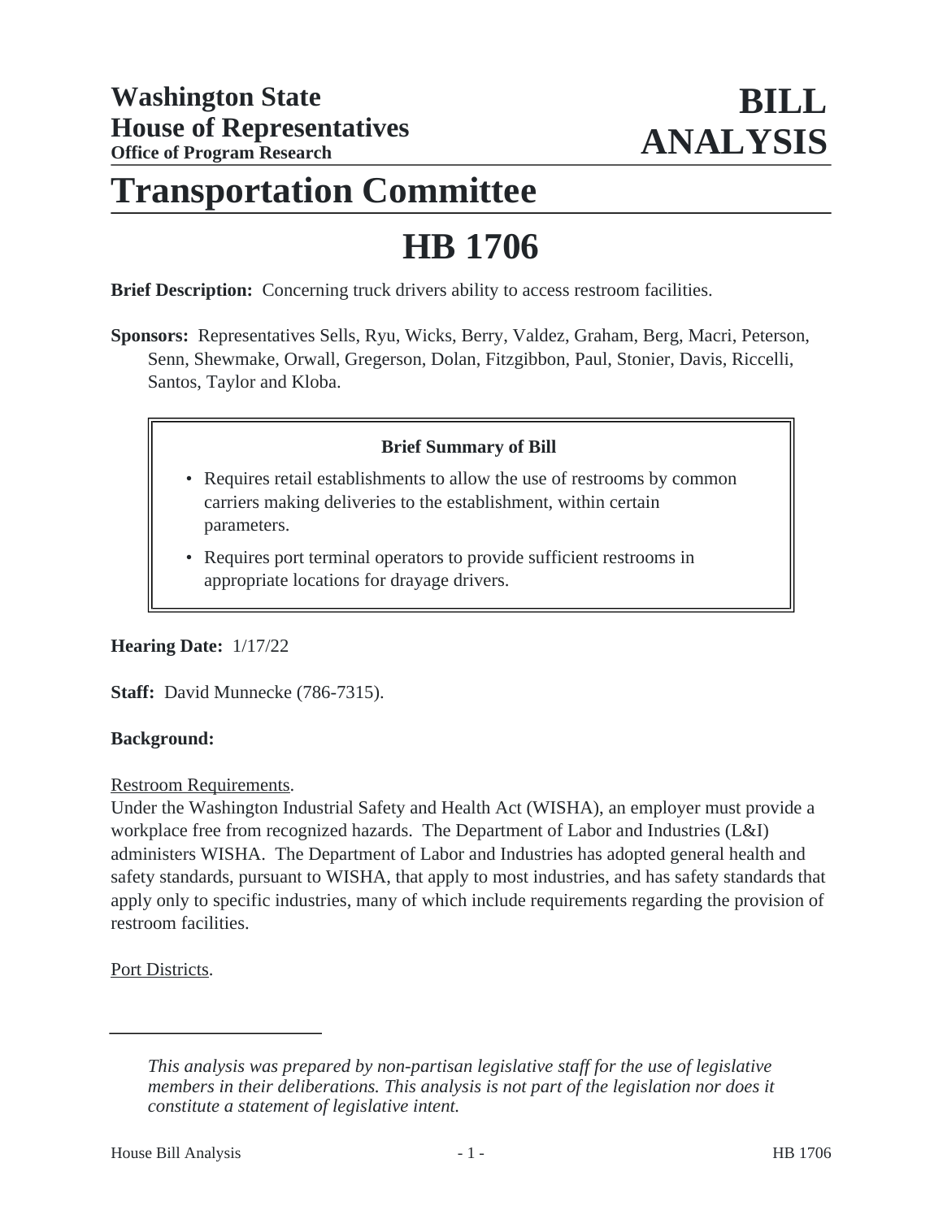**Washington State House of Representatives**
**Office of Program Research**

# BILL ANALYSIS

# Transportation Committee

# HB 1706

**Brief Description:** Concerning truck drivers ability to access restroom facilities.

**Sponsors:** Representatives Sells, Ryu, Wicks, Berry, Valdez, Graham, Berg, Macri, Peterson, Senn, Shewmake, Orwall, Gregerson, Dolan, Fitzgibbon, Paul, Stonier, Davis, Riccelli, Santos, Taylor and Kloba.

**Brief Summary of Bill**

- Requires retail establishments to allow the use of restrooms by common carriers making deliveries to the establishment, within certain parameters.
- Requires port terminal operators to provide sufficient restrooms in appropriate locations for drayage drivers.

**Hearing Date:** 1/17/22

**Staff:** David Munnecke (786-7315).

**Background:**

Restroom Requirements.

Under the Washington Industrial Safety and Health Act (WISHA), an employer must provide a workplace free from recognized hazards. The Department of Labor and Industries (L&I) administers WISHA. The Department of Labor and Industries has adopted general health and safety standards, pursuant to WISHA, that apply to most industries, and has safety standards that apply only to specific industries, many of which include requirements regarding the provision of restroom facilities.

Port Districts.

*This analysis was prepared by non-partisan legislative staff for the use of legislative members in their deliberations. This analysis is not part of the legislation nor does it constitute a statement of legislative intent.*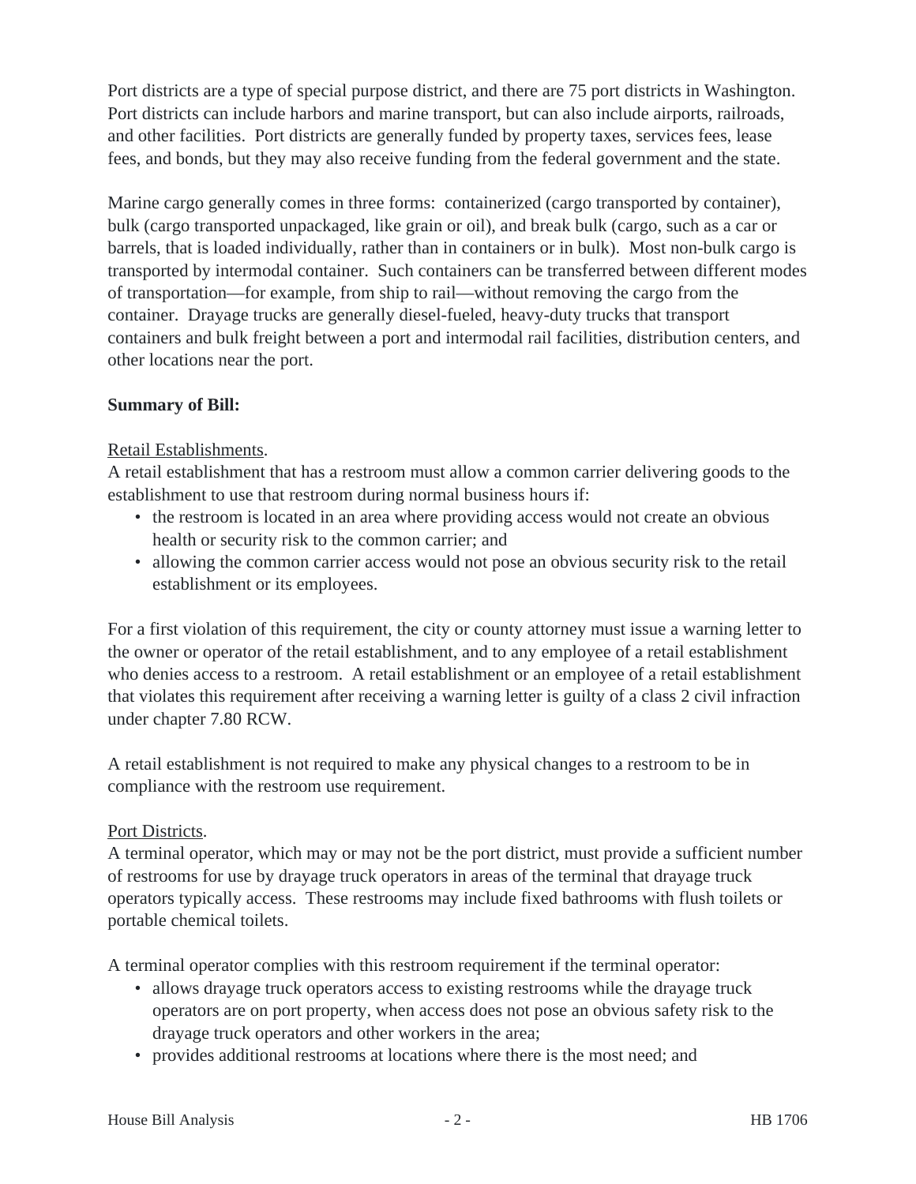Port districts are a type of special purpose district, and there are 75 port districts in Washington. Port districts can include harbors and marine transport, but can also include airports, railroads, and other facilities. Port districts are generally funded by property taxes, services fees, lease fees, and bonds, but they may also receive funding from the federal government and the state.

Marine cargo generally comes in three forms: containerized (cargo transported by container), bulk (cargo transported unpackaged, like grain or oil), and break bulk (cargo, such as a car or barrels, that is loaded individually, rather than in containers or in bulk). Most non-bulk cargo is transported by intermodal container. Such containers can be transferred between different modes of transportation—for example, from ship to rail—without removing the cargo from the container. Drayage trucks are generally diesel-fueled, heavy-duty trucks that transport containers and bulk freight between a port and intermodal rail facilities, distribution centers, and other locations near the port.

**Summary of Bill:**

Retail Establishments.

A retail establishment that has a restroom must allow a common carrier delivering goods to the establishment to use that restroom during normal business hours if:

- the restroom is located in an area where providing access would not create an obvious health or security risk to the common carrier; and
- allowing the common carrier access would not pose an obvious security risk to the retail establishment or its employees.

For a first violation of this requirement, the city or county attorney must issue a warning letter to the owner or operator of the retail establishment, and to any employee of a retail establishment who denies access to a restroom. A retail establishment or an employee of a retail establishment that violates this requirement after receiving a warning letter is guilty of a class 2 civil infraction under chapter 7.80 RCW.

A retail establishment is not required to make any physical changes to a restroom to be in compliance with the restroom use requirement.

Port Districts.

A terminal operator, which may or may not be the port district, must provide a sufficient number of restrooms for use by drayage truck operators in areas of the terminal that drayage truck operators typically access. These restrooms may include fixed bathrooms with flush toilets or portable chemical toilets.

A terminal operator complies with this restroom requirement if the terminal operator:

- allows drayage truck operators access to existing restrooms while the drayage truck operators are on port property, when access does not pose an obvious safety risk to the drayage truck operators and other workers in the area;
- provides additional restrooms at locations where there is the most need; and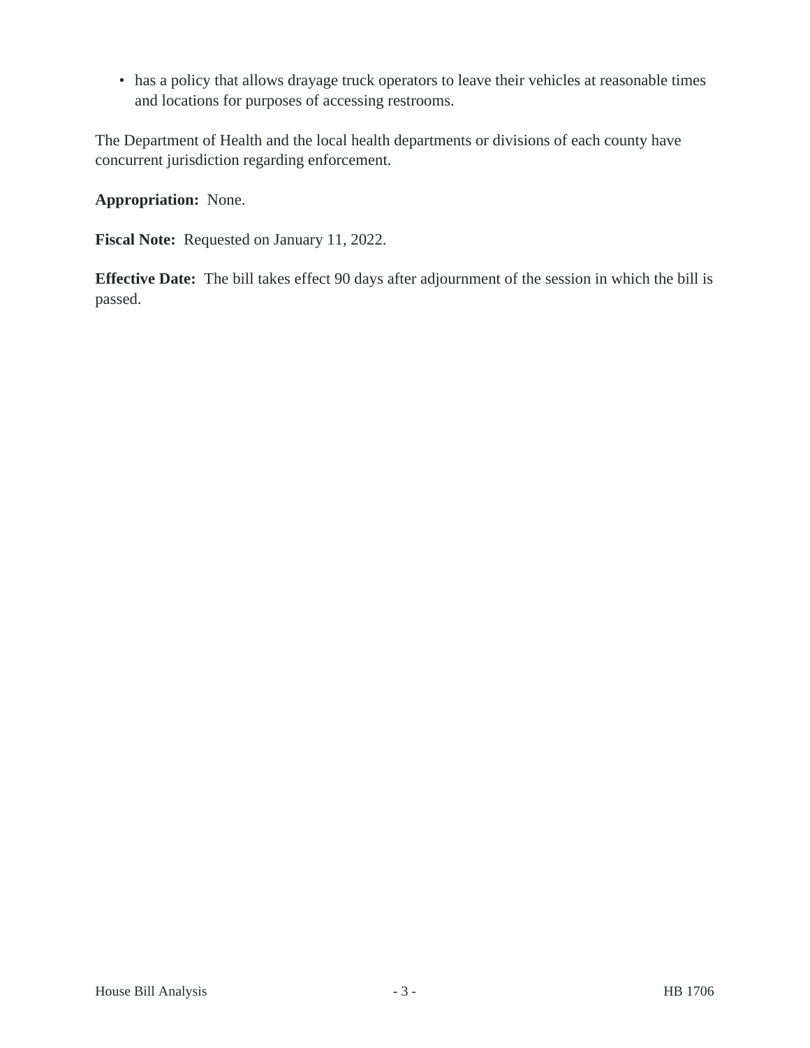- has a policy that allows drayage truck operators to leave their vehicles at reasonable times and locations for purposes of accessing restrooms.

The Department of Health and the local health departments or divisions of each county have concurrent jurisdiction regarding enforcement.

**Appropriation:** None.

**Fiscal Note:** Requested on January 11, 2022.

**Effective Date:** The bill takes effect 90 days after adjournment of the session in which the bill is passed.